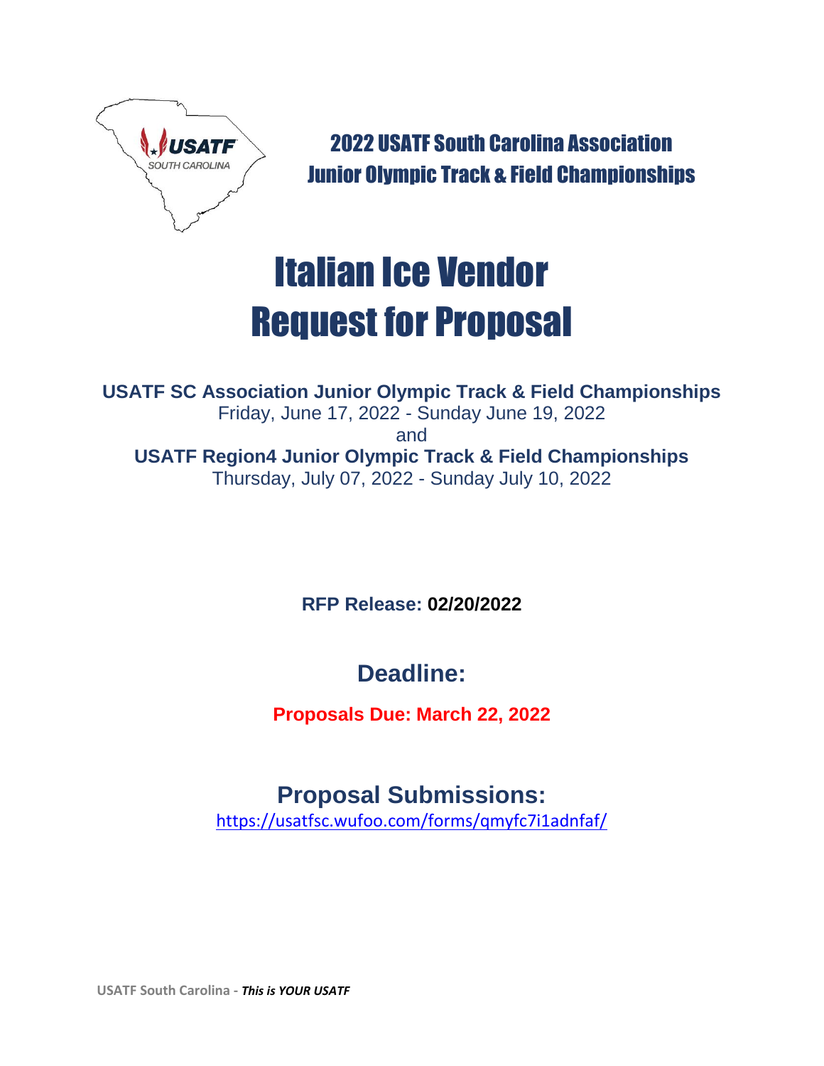## 2022 USATF South Carolina Association Junior Olympic Track & Field Championships

# Italian Ice Vendor Request for Proposal

**USATF SC Association Junior Olympic Track & Field Championships**
Friday, June 17, 2022 - Sunday June 19, 2022
and
**USATF Region4 Junior Olympic Track & Field Championships**
Thursday, July 07, 2022 - Sunday July 10, 2022

**RFP Release: 02/20/2022**

## Deadline:

**Proposals Due: March 22, 2022**

## Proposal Submissions:

https://usatfsc.wufoo.com/forms/qmyfc7i1adnfaf/

**USATF South Carolina -** ***This is YOUR USATF***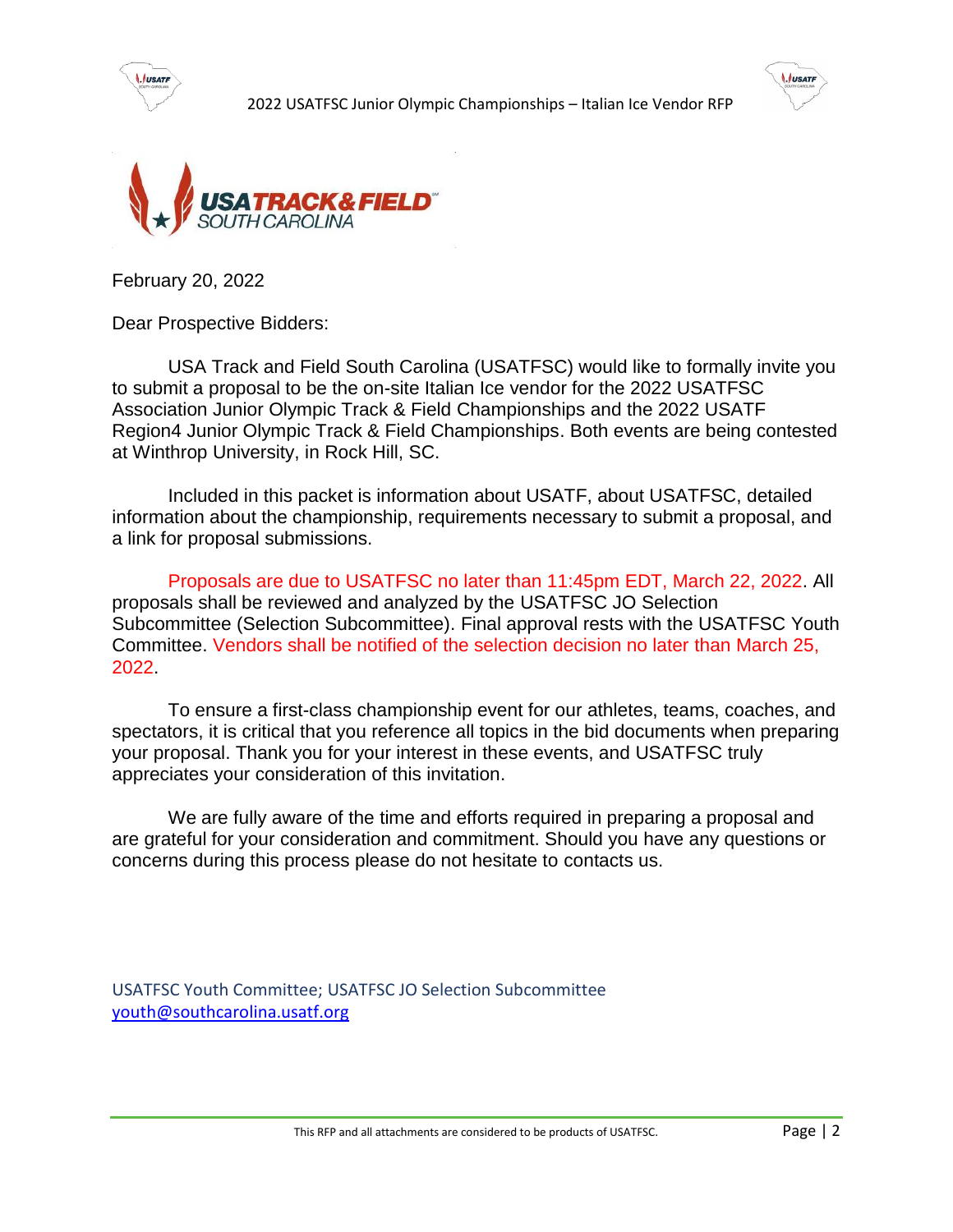February 20, 2022

Dear Prospective Bidders:

USA Track and Field South Carolina (USATFSC) would like to formally invite you to submit a proposal to be the on-site Italian Ice vendor for the 2022 USATFSC Association Junior Olympic Track & Field Championships and the 2022 USATF Region4 Junior Olympic Track & Field Championships. Both events are being contested at Winthrop University, in Rock Hill, SC.

Included in this packet is information about USATF, about USATFSC, detailed information about the championship, requirements necessary to submit a proposal, and a link for proposal submissions.

Proposals are due to USATFSC no later than 11:45pm EDT, March 22, 2022. All proposals shall be reviewed and analyzed by the USATFSC JO Selection Subcommittee (Selection Subcommittee). Final approval rests with the USATFSC Youth Committee. Vendors shall be notified of the selection decision no later than March 25, 2022.

To ensure a first-class championship event for our athletes, teams, coaches, and spectators, it is critical that you reference all topics in the bid documents when preparing your proposal. Thank you for your interest in these events, and USATFSC truly appreciates your consideration of this invitation.

We are fully aware of the time and efforts required in preparing a proposal and are grateful for your consideration and commitment. Should you have any questions or concerns during this process please do not hesitate to contacts us.

USATFSC Youth Committee; USATFSC JO Selection Subcommittee
youth@southcarolina.usatf.org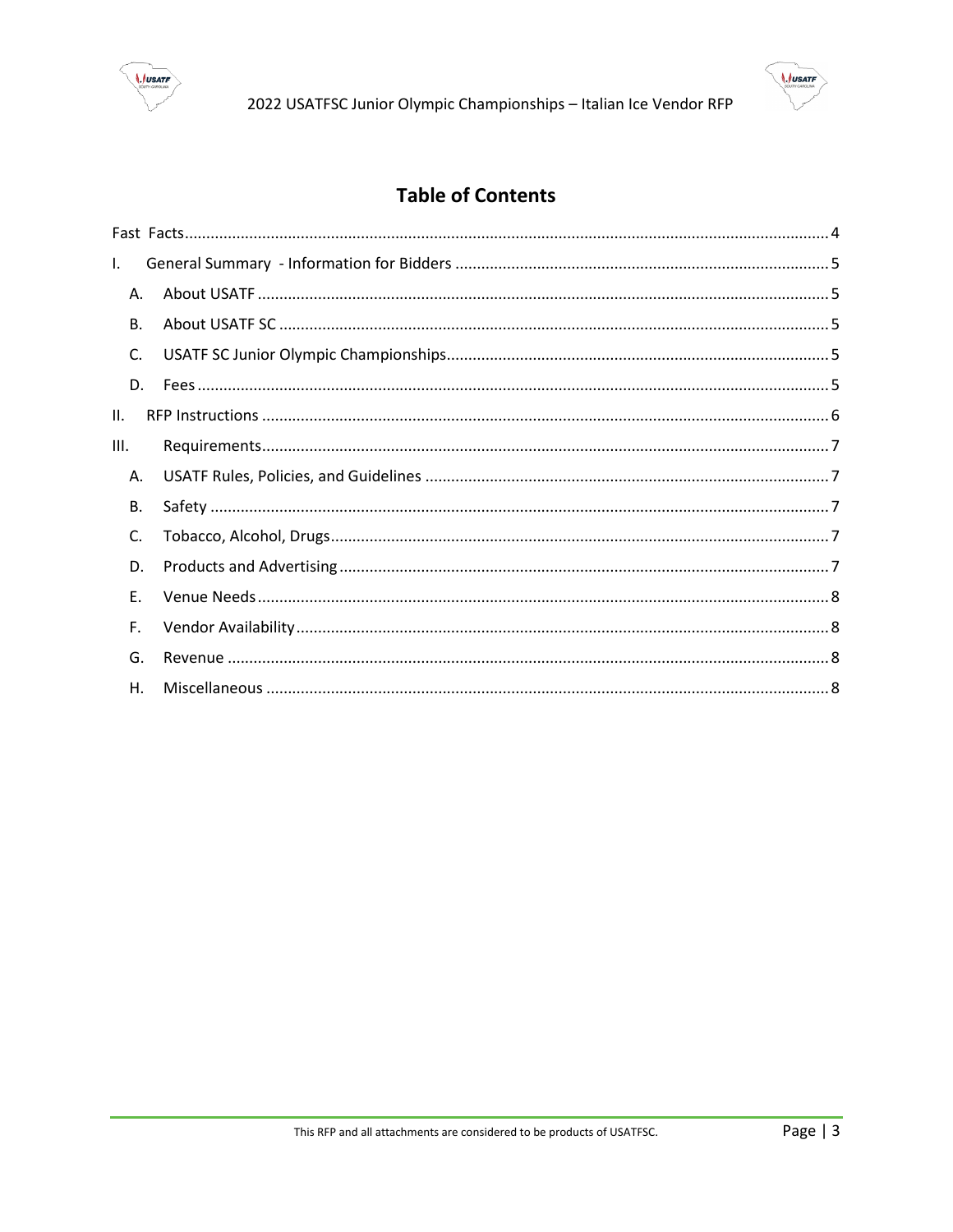# Table of Contents

Fast Facts ..... 4

I. General Summary - Information for Bidders ..... 5

- A. About USATF ..... 5
- B. About USATF SC ..... 5
- C. USATF SC Junior Olympic Championships ..... 5
- D. Fees ..... 5

II. RFP Instructions ..... 6

III. Requirements ..... 7

- A. USATF Rules, Policies, and Guidelines ..... 7
- B. Safety ..... 7
- C. Tobacco, Alcohol, Drugs ..... 7
- D. Products and Advertising ..... 7
- E. Venue Needs ..... 8
- F. Vendor Availability ..... 8
- G. Revenue ..... 8
- H. Miscellaneous ..... 8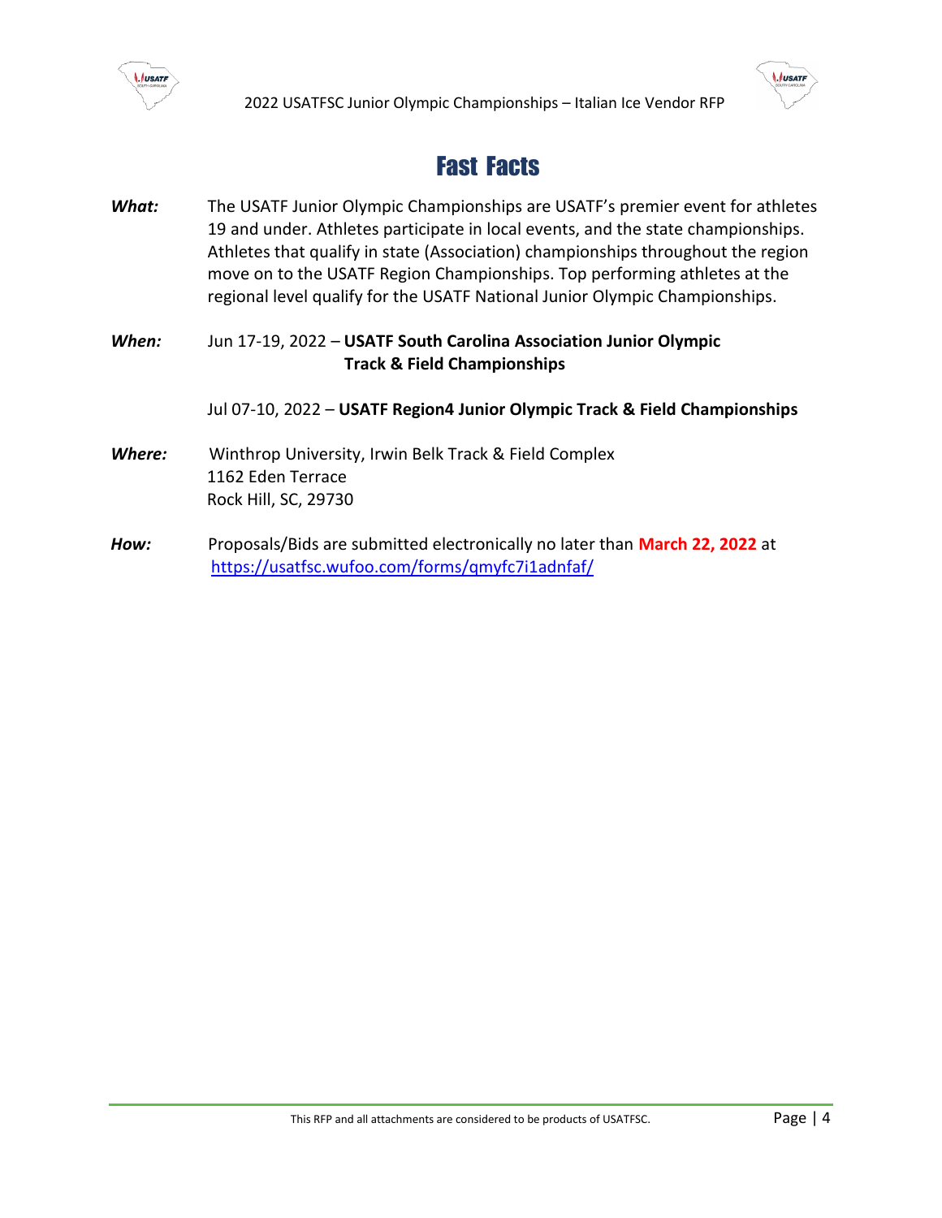# Fast Facts

***What:*** The USATF Junior Olympic Championships are USATF's premier event for athletes 19 and under. Athletes participate in local events, and the state championships. Athletes that qualify in state (Association) championships throughout the region move on to the USATF Region Championships. Top performing athletes at the regional level qualify for the USATF National Junior Olympic Championships.

***When:*** Jun 17-19, 2022 – **USATF South Carolina Association Junior Olympic Track & Field Championships**

Jul 07-10, 2022 – **USATF Region4 Junior Olympic Track & Field Championships**

***Where:*** Winthrop University, Irwin Belk Track & Field Complex
1162 Eden Terrace
Rock Hill, SC, 29730

***How:*** Proposals/Bids are submitted electronically no later than **March 22, 2022** at https://usatfsc.wufoo.com/forms/qmyfc7i1adnfaf/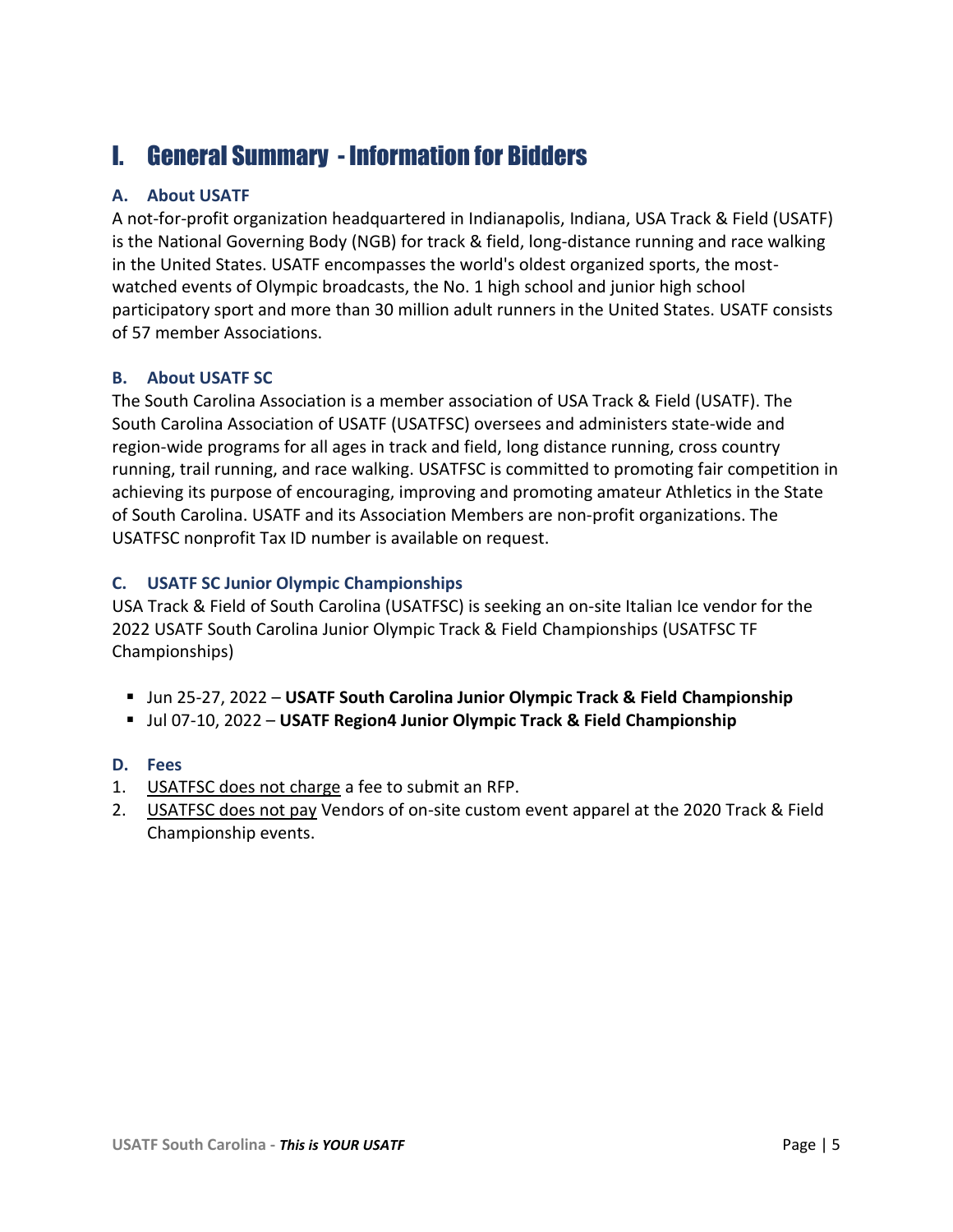# I. General Summary - Information for Bidders

### A. About USATF

A not-for-profit organization headquartered in Indianapolis, Indiana, USA Track & Field (USATF) is the National Governing Body (NGB) for track & field, long-distance running and race walking in the United States. USATF encompasses the world's oldest organized sports, the most-watched events of Olympic broadcasts, the No. 1 high school and junior high school participatory sport and more than 30 million adult runners in the United States. USATF consists of 57 member Associations.

### B. About USATF SC

The South Carolina Association is a member association of USA Track & Field (USATF). The South Carolina Association of USATF (USATFSC) oversees and administers state-wide and region-wide programs for all ages in track and field, long distance running, cross country running, trail running, and race walking. USATFSC is committed to promoting fair competition in achieving its purpose of encouraging, improving and promoting amateur Athletics in the State of South Carolina. USATF and its Association Members are non-profit organizations. The USATFSC nonprofit Tax ID number is available on request.

### C. USATF SC Junior Olympic Championships

USA Track & Field of South Carolina (USATFSC) is seeking an on-site Italian Ice vendor for the 2022 USATF South Carolina Junior Olympic Track & Field Championships (USATFSC TF Championships)

- Jun 25-27, 2022 – **USATF South Carolina Junior Olympic Track & Field Championship**
- Jul 07-10, 2022 – **USATF Region4 Junior Olympic Track & Field Championship**

### D. Fees

1. USATFSC does not charge a fee to submit an RFP.
2. USATFSC does not pay Vendors of on-site custom event apparel at the 2020 Track & Field Championship events.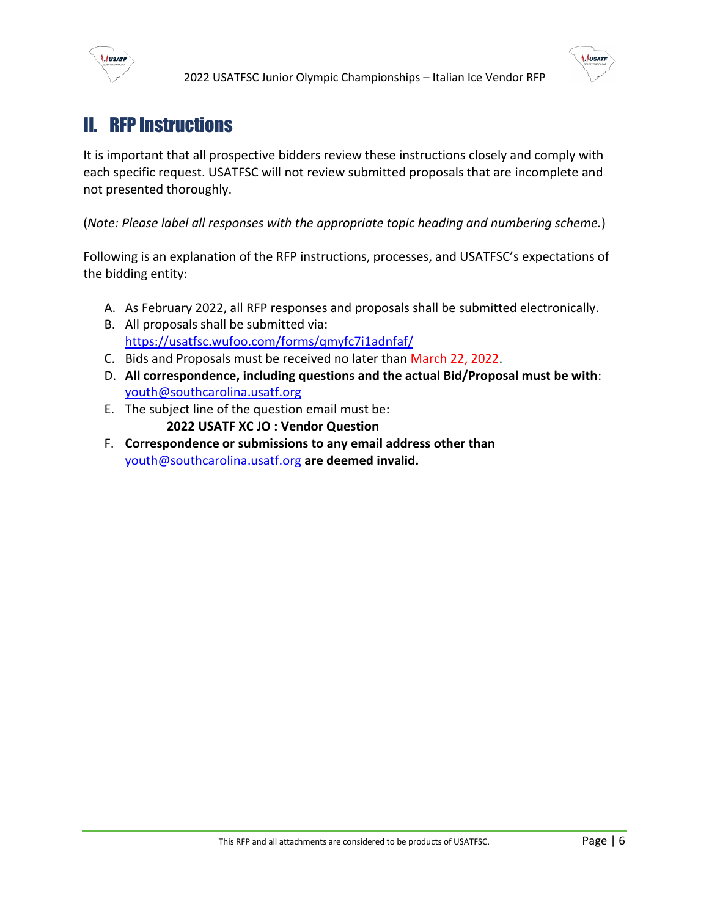## II. RFP Instructions

It is important that all prospective bidders review these instructions closely and comply with each specific request. USATFSC will not review submitted proposals that are incomplete and not presented thoroughly.

(*Note: Please label all responses with the appropriate topic heading and numbering scheme.*)

Following is an explanation of the RFP instructions, processes, and USATFSC's expectations of the bidding entity:

A. As February 2022, all RFP responses and proposals shall be submitted electronically.
B. All proposals shall be submitted via: https://usatfsc.wufoo.com/forms/qmyfc7i1adnfaf/
C. Bids and Proposals must be received no later than March 22, 2022.
D. **All correspondence, including questions and the actual Bid/Proposal must be with**: youth@southcarolina.usatf.org
E. The subject line of the question email must be:
   **2022 USATF XC JO : Vendor Question**
F. **Correspondence or submissions to any email address other than** youth@southcarolina.usatf.org **are deemed invalid.**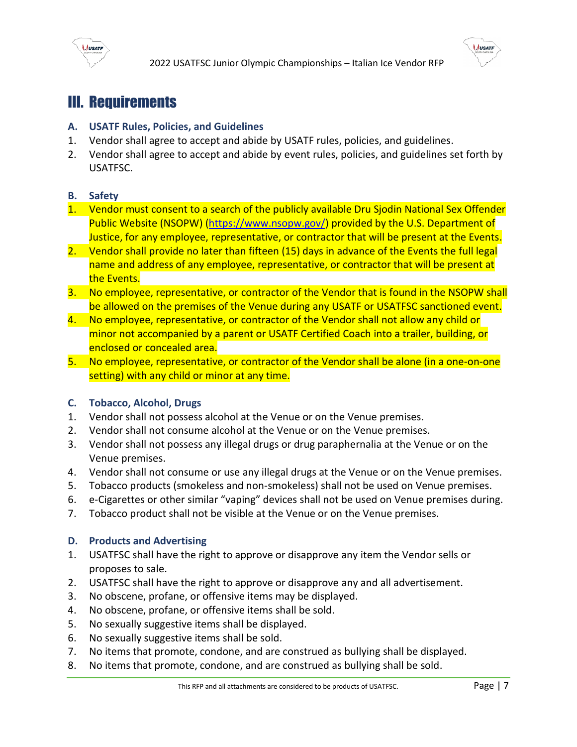# III. Requirements

### A. USATF Rules, Policies, and Guidelines

1. Vendor shall agree to accept and abide by USATF rules, policies, and guidelines.
2. Vendor shall agree to accept and abide by event rules, policies, and guidelines set forth by USATFSC.

### B. Safety

1. Vendor must consent to a search of the publicly available Dru Sjodin National Sex Offender Public Website (NSOPW) (https://www.nsopw.gov/) provided by the U.S. Department of Justice, for any employee, representative, or contractor that will be present at the Events.
2. Vendor shall provide no later than fifteen (15) days in advance of the Events the full legal name and address of any employee, representative, or contractor that will be present at the Events.
3. No employee, representative, or contractor of the Vendor that is found in the NSOPW shall be allowed on the premises of the Venue during any USATF or USATFSC sanctioned event.
4. No employee, representative, or contractor of the Vendor shall not allow any child or minor not accompanied by a parent or USATF Certified Coach into a trailer, building, or enclosed or concealed area.
5. No employee, representative, or contractor of the Vendor shall be alone (in a one-on-one setting) with any child or minor at any time.

### C. Tobacco, Alcohol, Drugs

1. Vendor shall not possess alcohol at the Venue or on the Venue premises.
2. Vendor shall not consume alcohol at the Venue or on the Venue premises.
3. Vendor shall not possess any illegal drugs or drug paraphernalia at the Venue or on the Venue premises.
4. Vendor shall not consume or use any illegal drugs at the Venue or on the Venue premises.
5. Tobacco products (smokeless and non-smokeless) shall not be used on Venue premises.
6. e-Cigarettes or other similar "vaping" devices shall not be used on Venue premises during.
7. Tobacco product shall not be visible at the Venue or on the Venue premises.

### D. Products and Advertising

1. USATFSC shall have the right to approve or disapprove any item the Vendor sells or proposes to sale.
2. USATFSC shall have the right to approve or disapprove any and all advertisement.
3. No obscene, profane, or offensive items may be displayed.
4. No obscene, profane, or offensive items shall be sold.
5. No sexually suggestive items shall be displayed.
6. No sexually suggestive items shall be sold.
7. No items that promote, condone, and are construed as bullying shall be displayed.
8. No items that promote, condone, and are construed as bullying shall be sold.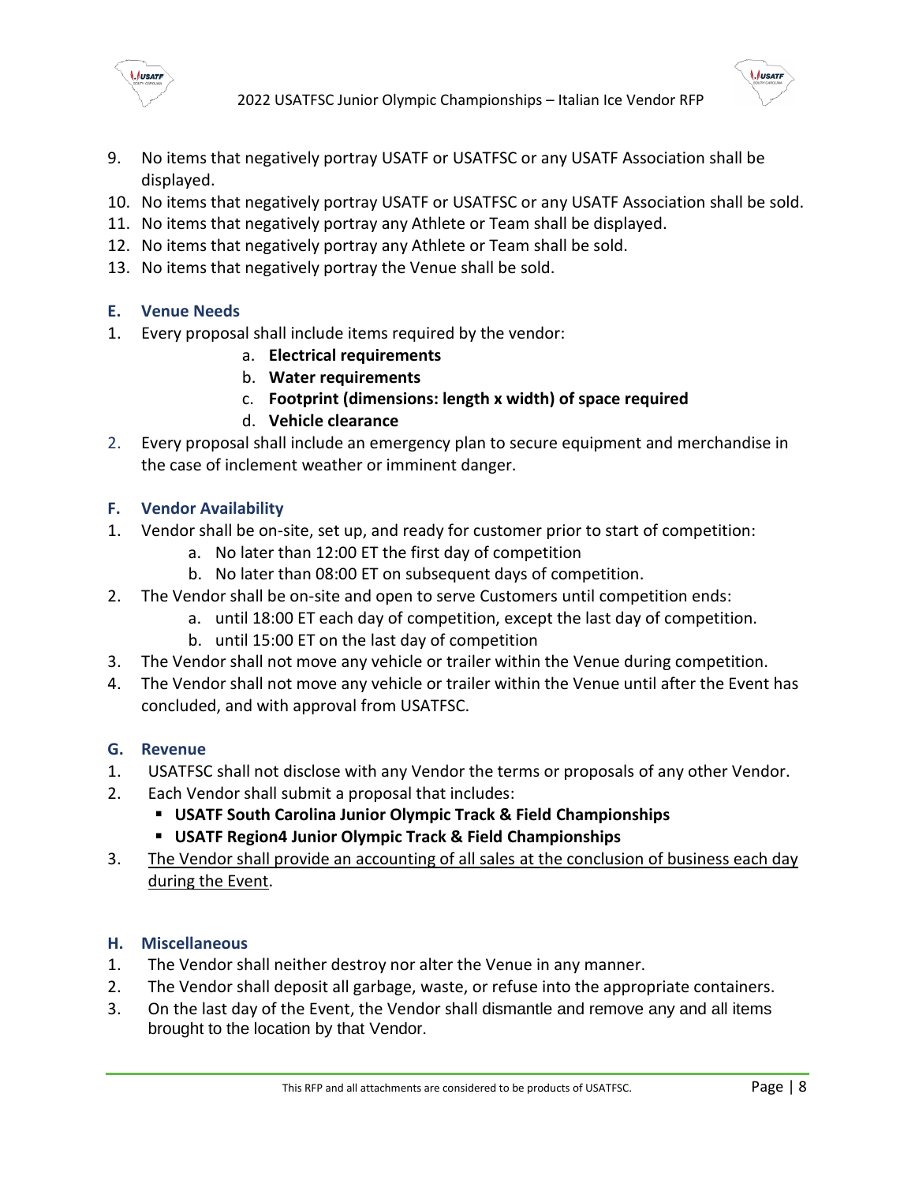9. No items that negatively portray USATF or USATFSC or any USATF Association shall be displayed.
10. No items that negatively portray USATF or USATFSC or any USATF Association shall be sold.
11. No items that negatively portray any Athlete or Team shall be displayed.
12. No items that negatively portray any Athlete or Team shall be sold.
13. No items that negatively portray the Venue shall be sold.

### E. Venue Needs

1. Every proposal shall include items required by the vendor:
    a. **Electrical requirements**
    b. **Water requirements**
    c. **Footprint (dimensions: length x width) of space required**
    d. **Vehicle clearance**
2. Every proposal shall include an emergency plan to secure equipment and merchandise in the case of inclement weather or imminent danger.

### F. Vendor Availability

1. Vendor shall be on-site, set up, and ready for customer prior to start of competition:
    a. No later than 12:00 ET the first day of competition
    b. No later than 08:00 ET on subsequent days of competition.
2. The Vendor shall be on-site and open to serve Customers until competition ends:
    a. until 18:00 ET each day of competition, except the last day of competition.
    b. until 15:00 ET on the last day of competition
3. The Vendor shall not move any vehicle or trailer within the Venue during competition.
4. The Vendor shall not move any vehicle or trailer within the Venue until after the Event has concluded, and with approval from USATFSC.

### G. Revenue

1. USATFSC shall not disclose with any Vendor the terms or proposals of any other Vendor.
2. Each Vendor shall submit a proposal that includes:
    - **USATF South Carolina Junior Olympic Track & Field Championships**
    - **USATF Region4 Junior Olympic Track & Field Championships**
3. <u>The Vendor shall provide an accounting of all sales at the conclusion of business each day during the Event</u>.

### H. Miscellaneous

1. The Vendor shall neither destroy nor alter the Venue in any manner.
2. The Vendor shall deposit all garbage, waste, or refuse into the appropriate containers.
3. On the last day of the Event, the Vendor shall dismantle and remove any and all items brought to the location by that Vendor.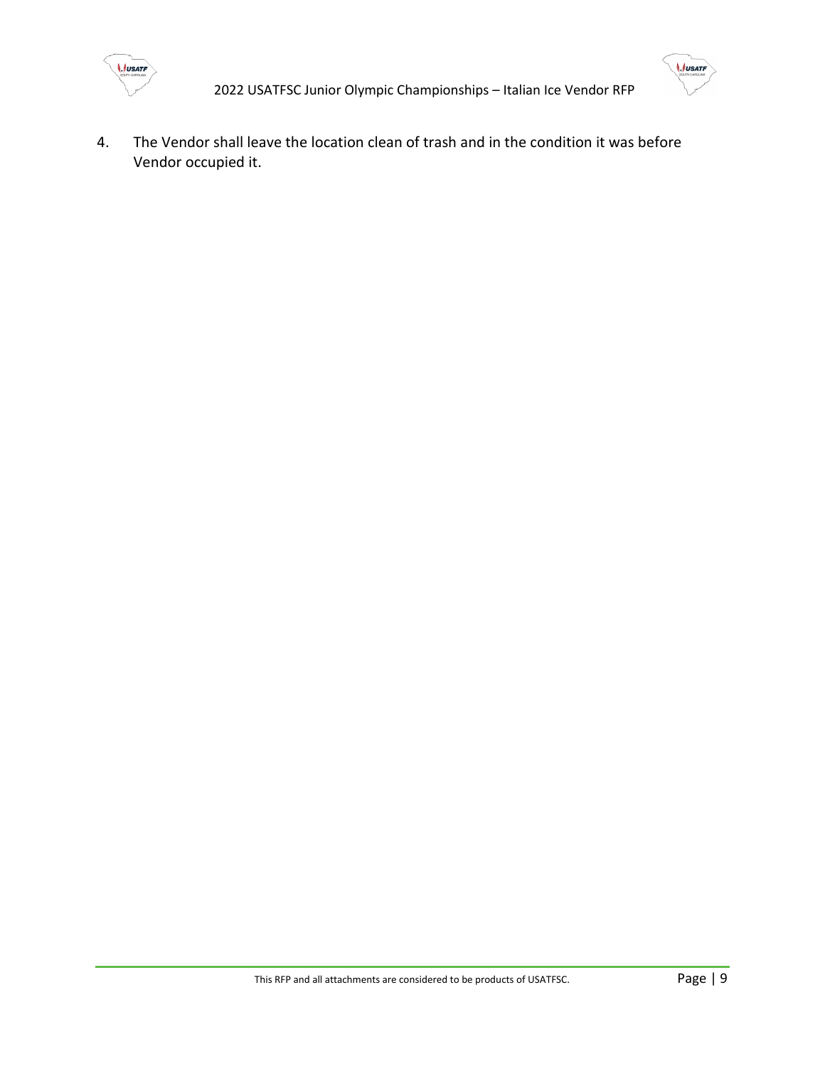4. The Vendor shall leave the location clean of trash and in the condition it was before Vendor occupied it.